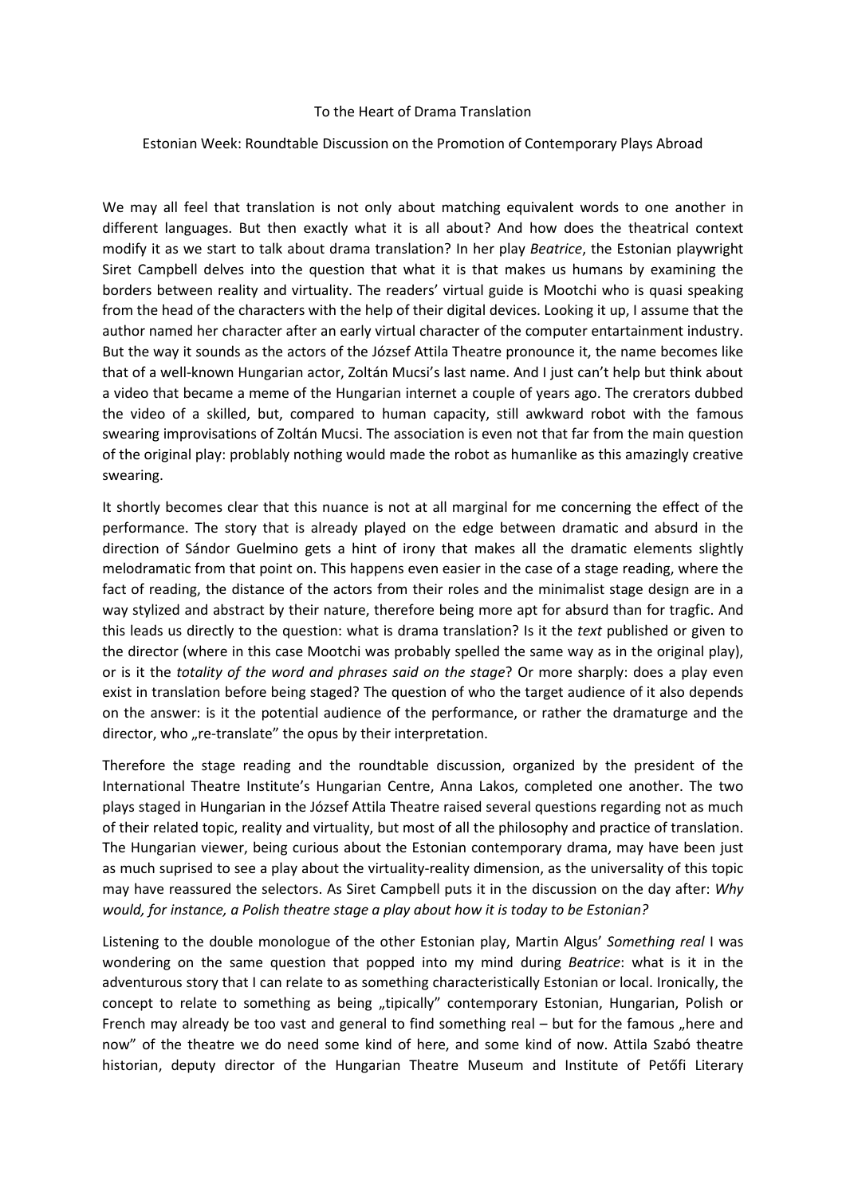To the Heart of Drama Translation

Estonian Week: Roundtable Discussion on the Promotion of Contemporary Plays Abroad

We may all feel that translation is not only about matching equivalent words to one another in different languages. But then exactly what it is all about? And how does the theatrical context modify it as we start to talk about drama translation? In her play *Beatrice*, the Estonian playwright Siret Campbell delves into the question that what it is that makes us humans by examining the borders between reality and virtuality. The readers' virtual guide is Mootchi who is quasi speaking from the head of the characters with the help of their digital devices. Looking it up, I assume that the author named her character after an early virtual character of the computer entertainment industry. But the way it sounds as the actors of the József Attila Theatre pronounce it, the name becomes like that of a well-known Hungarian actor, Zoltán Mucsi's last name. And I just can't help but think about a video that became a meme of the Hungarian internet a couple of years ago. The crerators dubbed the video of a skilled, but, compared to human capacity, still awkward robot with the famous swearing improvisations of Zoltán Mucsi. The association is even not that far from the main question of the original play: problably nothing would made the robot as humanlike as this amazingly creative swearing.

It shortly becomes clear that this nuance is not at all marginal for me concerning the effect of the performance. The story that is already played on the edge between dramatic and absurd in the direction of Sándor Guelmino gets a hint of irony that makes all the dramatic elements slightly melodramatic from that point on. This happens even easier in the case of a stage reading, where the fact of reading, the distance of the actors from their roles and the minimalist stage design are in a way stylized and abstract by their nature, therefore being more apt for absurd than for tragfic. And this leads us directly to the question: what is drama translation? Is it the *text* published or given to the director (where in this case Mootchi was probably spelled the same way as in the original play), or is it the *totality of the word and phrases said on the stage*? Or more sharply: does a play even exist in translation before being staged? The question of who the target audience of it also depends on the answer: is it the potential audience of the performance, or rather the dramaturge and the director, who „re-translate" the opus by their interpretation.

Therefore the stage reading and the roundtable discussion, organized by the president of the International Theatre Institute's Hungarian Centre, Anna Lakos, completed one another. The two plays staged in Hungarian in the József Attila Theatre raised several questions regarding not as much of their related topic, reality and virtuality, but most of all the philosophy and practice of translation. The Hungarian viewer, being curious about the Estonian contemporary drama, may have been just as much suprised to see a play about the virtuality-reality dimension, as the universality of this topic may have reassured the selectors. As Siret Campbell puts it in the discussion on the day after: *Why would, for instance, a Polish theatre stage a play about how it is today to be Estonian?*

Listening to the double monologue of the other Estonian play, Martin Algus' *Something real* I was wondering on the same question that popped into my mind during *Beatrice*: what is it in the adventurous story that I can relate to as something characteristically Estonian or local. Ironically, the concept to relate to something as being „tipically" contemporary Estonian, Hungarian, Polish or French may already be too vast and general to find something real – but for the famous „here and now" of the theatre we do need some kind of here, and some kind of now. Attila Szabó theatre historian, deputy director of the Hungarian Theatre Museum and Institute of Petőfi Literary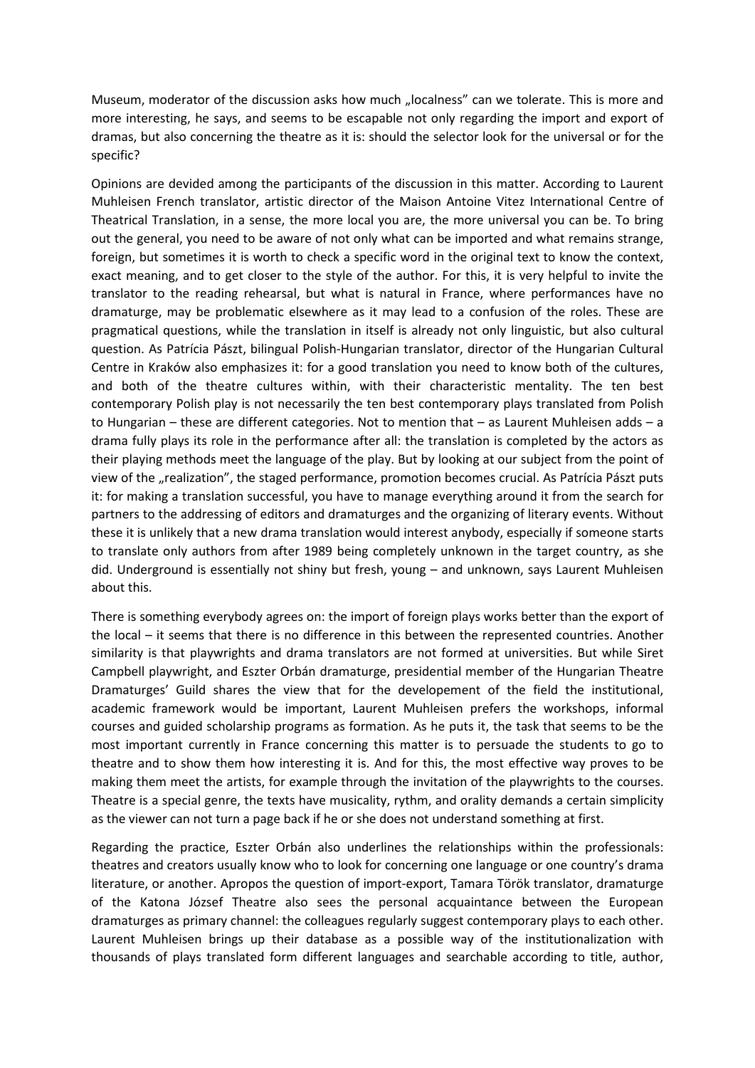Museum, moderator of the discussion asks how much „localness" can we tolerate. This is more and more interesting, he says, and seems to be escapable not only regarding the import and export of dramas, but also concerning the theatre as it is: should the selector look for the universal or for the specific?

Opinions are devided among the participants of the discussion in this matter. According to Laurent Muhleisen French translator, artistic director of the Maison Antoine Vitez International Centre of Theatrical Translation, in a sense, the more local you are, the more universal you can be. To bring out the general, you need to be aware of not only what can be imported and what remains strange, foreign, but sometimes it is worth to check a specific word in the original text to know the context, exact meaning, and to get closer to the style of the author. For this, it is very helpful to invite the translator to the reading rehearsal, but what is natural in France, where performances have no dramaturge, may be problematic elsewhere as it may lead to a confusion of the roles. These are pragmatical questions, while the translation in itself is already not only linguistic, but also cultural question. As Patrícia Pászt, bilingual Polish-Hungarian translator, director of the Hungarian Cultural Centre in Kraków also emphasizes it: for a good translation you need to know both of the cultures, and both of the theatre cultures within, with their characteristic mentality. The ten best contemporary Polish play is not necessarily the ten best contemporary plays translated from Polish to Hungarian – these are different categories. Not to mention that – as Laurent Muhleisen adds – a drama fully plays its role in the performance after all: the translation is completed by the actors as their playing methods meet the language of the play. But by looking at our subject from the point of view of the „realization", the staged performance, promotion becomes crucial. As Patrícia Pászt puts it: for making a translation successful, you have to manage everything around it from the search for partners to the addressing of editors and dramaturges and the organizing of literary events. Without these it is unlikely that a new drama translation would interest anybody, especially if someone starts to translate only authors from after 1989 being completely unknown in the target country, as she did. Underground is essentially not shiny but fresh, young – and unknown, says Laurent Muhleisen about this.

There is something everybody agrees on: the import of foreign plays works better than the export of the local – it seems that there is no difference in this between the represented countries. Another similarity is that playwrights and drama translators are not formed at universities. But while Siret Campbell playwright, and Eszter Orbán dramaturge, presidential member of the Hungarian Theatre Dramaturges' Guild shares the view that for the developement of the field the institutional, academic framework would be important, Laurent Muhleisen prefers the workshops, informal courses and guided scholarship programs as formation. As he puts it, the task that seems to be the most important currently in France concerning this matter is to persuade the students to go to theatre and to show them how interesting it is. And for this, the most effective way proves to be making them meet the artists, for example through the invitation of the playwrights to the courses. Theatre is a special genre, the texts have musicality, rythm, and orality demands a certain simplicity as the viewer can not turn a page back if he or she does not understand something at first.

Regarding the practice, Eszter Orbán also underlines the relationships within the professionals: theatres and creators usually know who to look for concerning one language or one country's drama literature, or another. Apropos the question of import-export, Tamara Török translator, dramaturge of the Katona József Theatre also sees the personal acquaintance between the European dramaturges as primary channel: the colleagues regularly suggest contemporary plays to each other. Laurent Muhleisen brings up their database as a possible way of the institutionalization with thousands of plays translated form different languages and searchable according to title, author,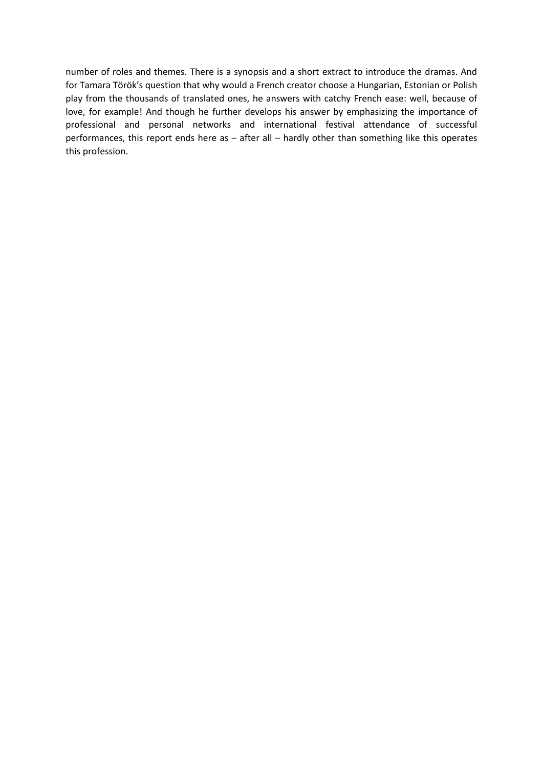number of roles and themes. There is a synopsis and a short extract to introduce the dramas. And for Tamara Török's question that why would a French creator choose a Hungarian, Estonian or Polish play from the thousands of translated ones, he answers with catchy French ease: well, because of love, for example! And though he further develops his answer by emphasizing the importance of professional and personal networks and international festival attendance of successful performances, this report ends here as – after all – hardly other than something like this operates this profession.